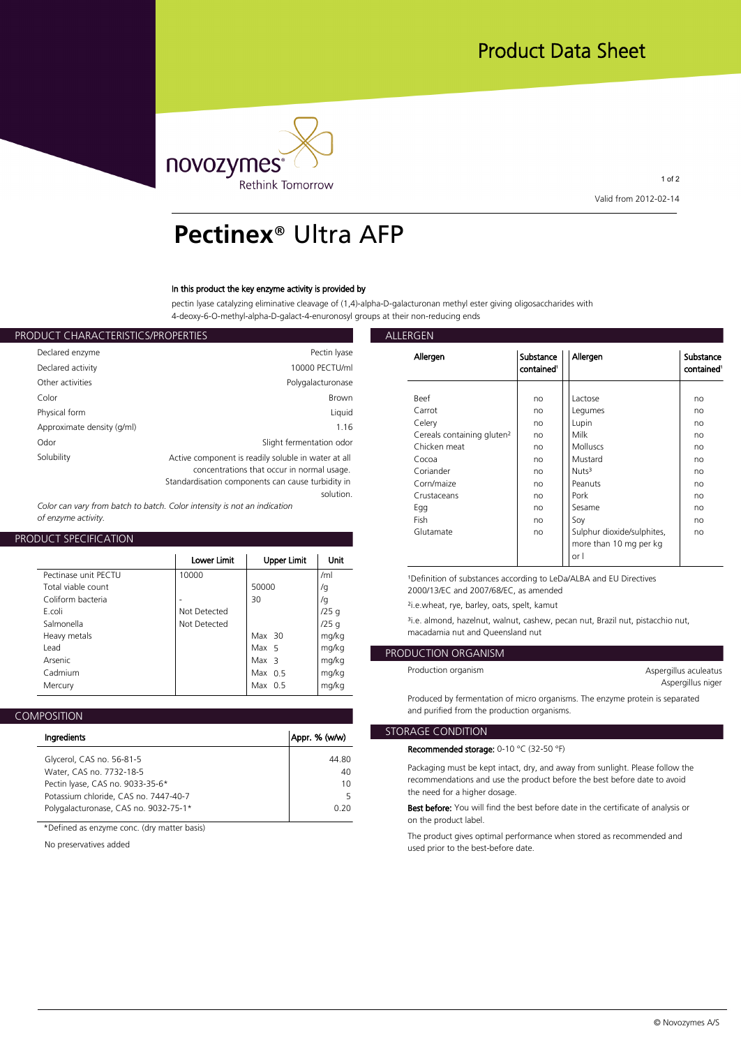Product Data Sheet

Valid from 2012-02-14

# Pectinex® Ultra AFP

**In this product the key enzyme activity is provided by**

pectin lyase catalyzing eliminative cleavage of (1,4)-alpha-D-galacturonan methyl ester giving oligosaccharides with 4-deoxy-6-O-methyl-alpha-D-galact-4-enuronosyl groups at their non-reducing ends

## PRODUCT CHARACTERISTICS/PROPERTIES

| | |
|---|---|
| Declared enzyme | Pectin lyase |
| Declared activity | 10000 PECTU/ml |
| Other activities | Polygalacturonase |
| Color | Brown |
| Physical form | Liquid |
| Approximate density (g/ml) | 1.16 |
| Odor | Slight fermentation odor |
| Solubility | Active component is readily soluble in water at all concentrations that occur in normal usage. Standardisation components can cause turbidity in solution. |

*Color can vary from batch to batch. Color intensity is not an indication of enzyme activity.*

## PRODUCT SPECIFICATION

| | Lower Limit | Upper Limit | Unit |
|---|---|---|---|
| Pectinase unit PECTU | 10000 | | /ml |
| Total viable count | | 50000 | /g |
| Coliform bacteria | - | 30 | /g |
| E.coli | Not Detected | | /25 g |
| Salmonella | Not Detected | | /25 g |
| Heavy metals | | Max 30 | mg/kg |
| Lead | | Max 5 | mg/kg |
| Arsenic | | Max 3 | mg/kg |
| Cadmium | | Max 0.5 | mg/kg |
| Mercury | | Max 0.5 | mg/kg |

## COMPOSITION

| Ingredients | Appr. % (w/w) |
|---|---|
| Glycerol, CAS no. 56-81-5 | 44.80 |
| Water, CAS no. 7732-18-5 | 40 |
| Pectin lyase, CAS no. 9033-35-6* | 10 |
| Potassium chloride, CAS no. 7447-40-7 | 5 |
| Polygalacturonase, CAS no. 9032-75-1* | 0.20 |

*Defined as enzyme conc. (dry matter basis)

No preservatives added

## ALLERGEN

| Allergen | Substance contained[1] | Allergen | Substance contained[1] |
|---|---|---|---|
| Beef | no | Lactose | no |
| Carrot | no | Legumes | no |
| Celery | no | Lupin | no |
| Cereals containing gluten[2] | no | Milk | no |
| Chicken meat | no | Molluscs | no |
| Cocoa | no | Mustard | no |
| Coriander | no | Nuts[3] | no |
| Corn/maize | no | Peanuts | no |
| Crustaceans | no | Pork | no |
| Egg | no | Sesame | no |
| Fish | no | Soy | no |
| Glutamate | no | Sulphur dioxide/sulphites, more than 10 mg per kg or l | no |

[1]Definition of substances according to LeDa/ALBA and EU Directives 2000/13/EC and 2007/68/EC, as amended

[2]i.e.wheat, rye, barley, oats, spelt, kamut

[3]i.e. almond, hazelnut, walnut, cashew, pecan nut, Brazil nut, pistachio nut, macadamia nut and Queensland nut

## PRODUCTION ORGANISM

| | |
|---|---|
| Production organism | Aspergillus aculeatus<br>Aspergillus niger |

Produced by fermentation of micro organisms. The enzyme protein is separated and purified from the production organisms.

## STORAGE CONDITION

**Recommended storage:** 0-10 °C (32-50 °F)

Packaging must be kept intact, dry, and away from sunlight. Please follow the recommendations and use the product before the best before date to avoid the need for a higher dosage.

**Best before:** You will find the best before date in the certificate of analysis or on the product label.

The product gives optimal performance when stored as recommended and used prior to the best-before date.

© Novozymes A/S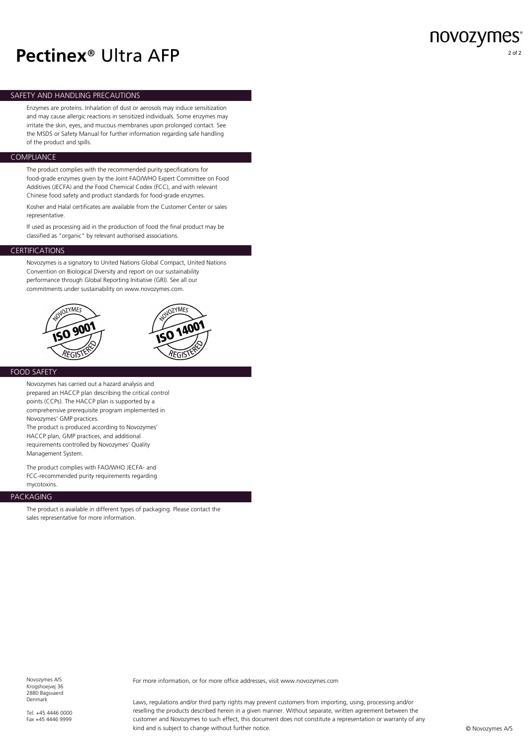# **Pectinex®** Ultra AFP

## SAFETY AND HANDLING PRECAUTIONS

Enzymes are proteins. Inhalation of dust or aerosols may induce sensitization and may cause allergic reactions in sensitized individuals. Some enzymes may irritate the skin, eyes, and mucous membranes upon prolonged contact. See the MSDS or Safety Manual for further information regarding safe handling of the product and spills.

## COMPLIANCE

The product complies with the recommended purity specifications for food-grade enzymes given by the Joint FAO/WHO Expert Committee on Food Additives (JECFA) and the Food Chemical Codex (FCC), and with relevant Chinese food safety and product standards for food-grade enzymes.

Kosher and Halal certificates are available from the Customer Center or sales representative.

If used as processing aid in the production of food the final product may be classified as "organic" by relevant authorised associations.

## CERTIFICATIONS

Novozymes is a signatory to United Nations Global Compact, United Nations Convention on Biological Diversity and report on our sustainability performance through Global Reporting Initiative (GRI). See all our commitments under sustainability on www.novozymes.com.

NOVOZYMES ISO 9001 REGISTERED

NOVOZYMES ISO 14001 REGISTERED

## FOOD SAFETY

Novozymes has carried out a hazard analysis and prepared an HACCP plan describing the critical control points (CCPs). The HACCP plan is supported by a comprehensive prerequisite program implemented in Novozymes' GMP practices.
The product is produced according to Novozymes' HACCP plan, GMP practices, and additional requirements controlled by Novozymes' Quality Management System.

The product complies with FAO/WHO JECFA- and FCC-recommended purity requirements regarding mycotoxins.

## PACKAGING

The product is available in different types of packaging. Please contact the sales representative for more information.

Novozymes A/S
Krogshoejvej 36
2880 Bagsvaerd
Denmark

Tel. +45 4446 0000
Fax +45 4446 9999

For more information, or for more office addresses, visit www.novozymes.com

Laws, regulations and/or third party rights may prevent customers from importing, using, processing and/or reselling the products described herein in a given manner. Without separate, written agreement between the customer and Novozymes to such effect, this document does not constitute a representation or warranty of any kind and is subject to change without further notice.

© Novozymes A/S